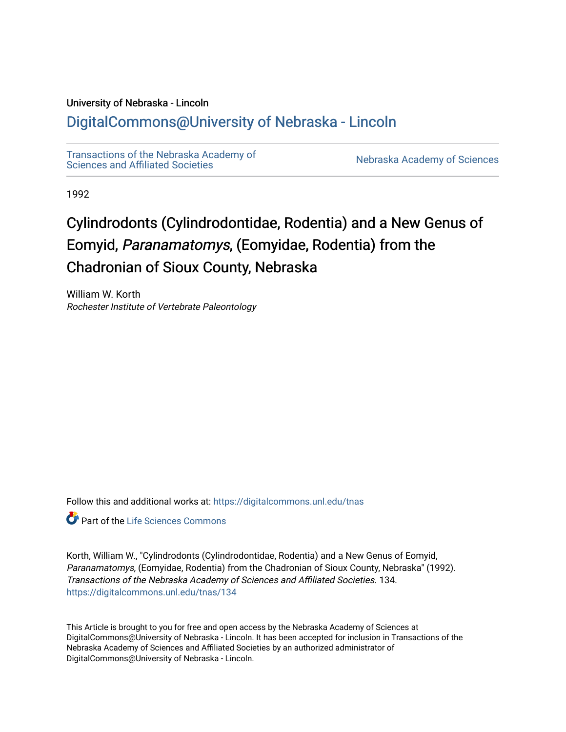University of Nebraska - Lincoln

## DigitalCommons@University of Nebraska - Lincoln

Transactions of the Nebraska Academy of Sciences and Affiliated Societies

Nebraska Academy of Sciences

1992

# Cylindrodonts (Cylindrodontidae, Rodentia) and a New Genus of Eomyid, *Paranamatomys*, (Eomyidae, Rodentia) from the Chadronian of Sioux County, Nebraska

William W. Korth
*Rochester Institute of Vertebrate Paleontology*

Follow this and additional works at: https://digitalcommons.unl.edu/tnas

Part of the Life Sciences Commons

Korth, William W., "Cylindrodonts (Cylindrodontidae, Rodentia) and a New Genus of Eomyid, *Paranamatomys*, (Eomyidae, Rodentia) from the Chadronian of Sioux County, Nebraska" (1992). *Transactions of the Nebraska Academy of Sciences and Affiliated Societies*. 134.
https://digitalcommons.unl.edu/tnas/134

This Article is brought to you for free and open access by the Nebraska Academy of Sciences at DigitalCommons@University of Nebraska - Lincoln. It has been accepted for inclusion in Transactions of the Nebraska Academy of Sciences and Affiliated Societies by an authorized administrator of DigitalCommons@University of Nebraska - Lincoln.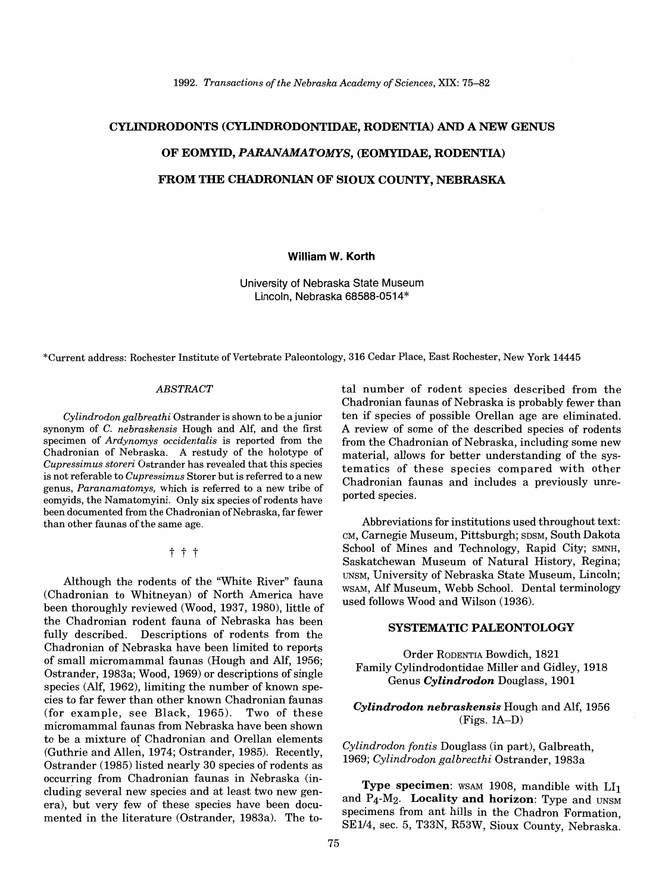1992. *Transactions of the Nebraska Academy of Sciences*, XIX: 75–82

# CYLINDRODONTS (CYLINDRODONTIDAE, RODENTIA) AND A NEW GENUS OF EOMYID, *PARANAMATOMYS*, (EOMYIDAE, RODENTIA) FROM THE CHADRONIAN OF SIOUX COUNTY, NEBRASKA

**William W. Korth**

University of Nebraska State Museum
Lincoln, Nebraska 68588-0514*

*Current address: Rochester Institute of Vertebrate Paleontology, 316 Cedar Place, East Rochester, New York 14445

## *ABSTRACT*

*Cylindrodon galbreathi* Ostrander is shown to be a junior synonym of *C. nebraskensis* Hough and Alf, and the first specimen of *Ardynomys occidentalis* is reported from the Chadronian of Nebraska. A restudy of the holotype of *Cupressimus storeri* Ostrander has revealed that this species is not referable to *Cupressimus* Storer but is referred to a new genus, *Paranamatomys*, which is referred to a new tribe of eomyids, the Namatomyini. Only six species of rodents have been documented from the Chadronian of Nebraska, far fewer than other faunas of the same age.

† † †

Although the rodents of the "White River" fauna (Chadronian to Whitneyan) of North America have been thoroughly reviewed (Wood, 1937, 1980), little of the Chadronian rodent fauna of Nebraska has been fully described. Descriptions of rodents from the Chadronian of Nebraska have been limited to reports of small micromammal faunas (Hough and Alf, 1956; Ostrander, 1983a; Wood, 1969) or descriptions of single species (Alf, 1962), limiting the number of known species to far fewer than other known Chadronian faunas (for example, see Black, 1965). Two of these micromammal faunas from Nebraska have been shown to be a mixture of Chadronian and Orellan elements (Guthrie and Allen, 1974; Ostrander, 1985). Recently, Ostrander (1985) listed nearly 30 species of rodents as occurring from Chadronian faunas in Nebraska (including several new species and at least two new genera), but very few of these species have been documented in the literature (Ostrander, 1983a). The total number of rodent species described from the Chadronian faunas of Nebraska is probably fewer than ten if species of possible Orellan age are eliminated. A review of some of the described species of rodents from the Chadronian of Nebraska, including some new material, allows for better understanding of the systematics of these species compared with other Chadronian faunas and includes a previously unreported species.

Abbreviations for institutions used throughout text: CM, Carnegie Museum, Pittsburgh; SDSM, South Dakota School of Mines and Technology, Rapid City; SMNH, Saskatchewan Museum of Natural History, Regina; UNSM, University of Nebraska State Museum, Lincoln; WSAM, Alf Museum, Webb School. Dental terminology used follows Wood and Wilson (1936).

## SYSTEMATIC PALEONTOLOGY

Order RODENTIA Bowdich, 1821
Family Cylindrodontidae Miller and Gidley, 1918
Genus ***Cylindrodon*** Douglass, 1901

***Cylindrodon nebraskensis*** Hough and Alf, 1956
(Figs. 1A–D)

*Cylindrodon fontis* Douglass (in part), Galbreath, 1969; *Cylindrodon galbreathi* Ostrander, 1983a

**Type specimen**: WSAM 1908, mandible with $LI_1$ and $P_4$-$M_2$. **Locality and horizon**: Type and UNSM specimens from ant hills in the Chadron Formation, SE1/4, sec. 5, T33N, R53W, Sioux County, Nebraska.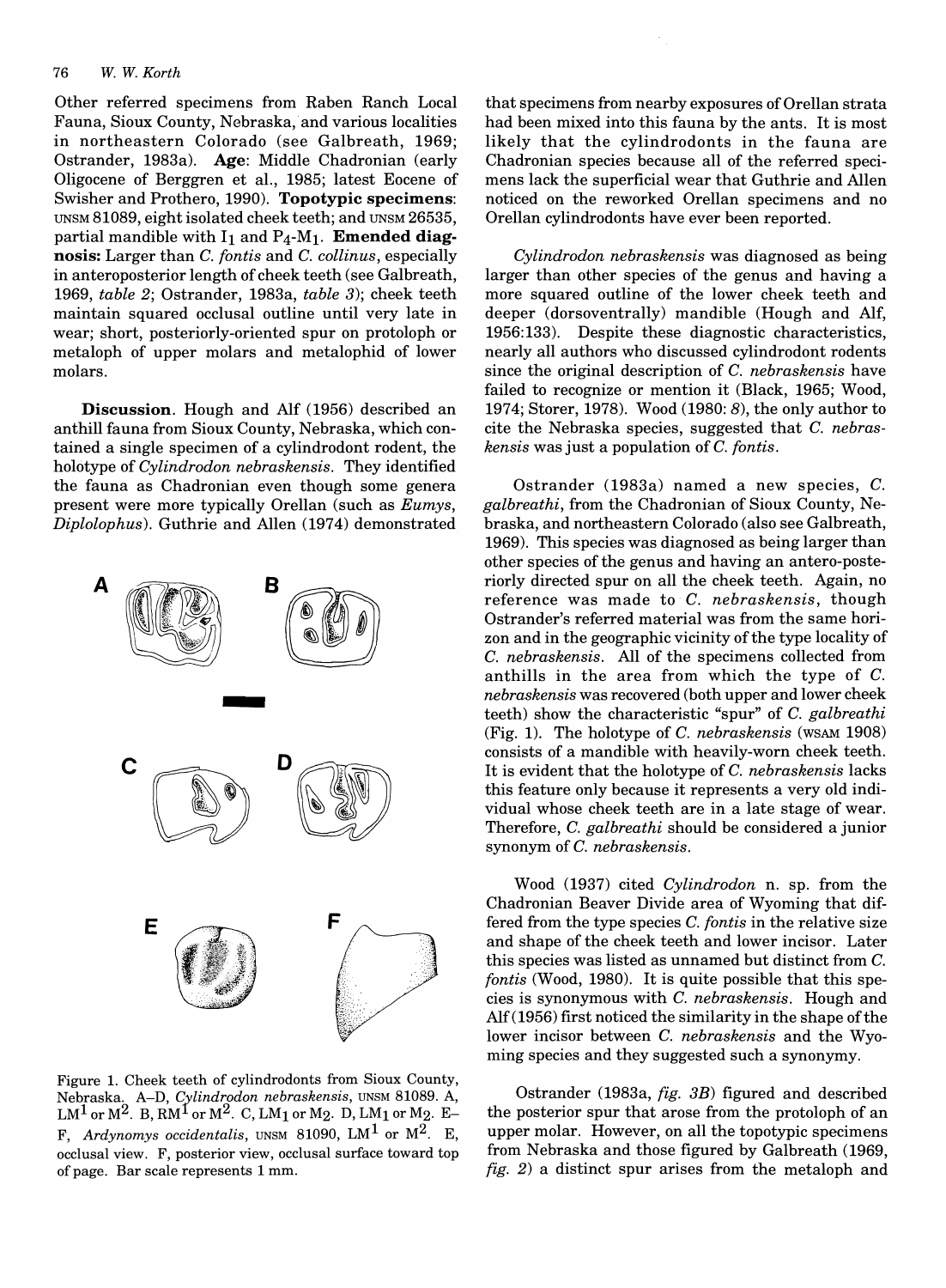Other referred specimens from Raben Ranch Local Fauna, Sioux County, Nebraska, and various localities in northeastern Colorado (see Galbreath, 1969; Ostrander, 1983a). **Age**: Middle Chadronian (early Oligocene of Berggren et al., 1985; latest Eocene of Swisher and Prothero, 1990). **Topotypic specimens**: UNSM 81089, eight isolated cheek teeth; and UNSM 26535, partial mandible with $I_1$ and $P_4$-$M_1$. **Emended diagnosis:** Larger than *C. fontis* and *C. collinus*, especially in anteroposterior length of cheek teeth (see Galbreath, 1969, *table 2*; Ostrander, 1983a, *table 3*); cheek teeth maintain squared occlusal outline until very late in wear; short, posteriorly-oriented spur on protoloph or metaloph of upper molars and metalophid of lower molars.

**Discussion**. Hough and Alf (1956) described an anthill fauna from Sioux County, Nebraska, which contained a single specimen of a cylindrodont rodent, the holotype of *Cylindrodon nebraskensis*. They identified the fauna as Chadronian even though some genera present were more typically Orellan (such as *Eumys*, *Diplolophus*). Guthrie and Allen (1974) demonstrated that specimens from nearby exposures of Orellan strata had been mixed into this fauna by the ants. It is most likely that the cylindrodonts in the fauna are Chadronian species because all of the referred specimens lack the superficial wear that Guthrie and Allen noticed on the reworked Orellan specimens and no Orellan cylindrodonts have ever been reported.

Figure 1. Cheek teeth of cylindrodonts from Sioux County, Nebraska. A–D, *Cylindrodon nebraskensis*, UNSM 81089. A, $LM^1$ or $M^2$. B, $RM^1$ or $M^2$. C, $LM_1$ or $M_2$. D, $LM_1$ or $M_2$. E–F, *Ardynomys occidentalis*, UNSM 81090, $LM^1$ or $M^2$. E, occlusal view. F, posterior view, occlusal surface toward top of page. Bar scale represents 1 mm.

*Cylindrodon nebraskensis* was diagnosed as being larger than other species of the genus and having a more squared outline of the lower cheek teeth and deeper (dorsoventrally) mandible (Hough and Alf, 1956:133). Despite these diagnostic characteristics, nearly all authors who discussed cylindrodont rodents since the original description of *C. nebraskensis* have failed to recognize or mention it (Black, 1965; Wood, 1974; Storer, 1978). Wood (1980: *8*), the only author to cite the Nebraska species, suggested that *C. nebraskensis* was just a population of *C. fontis*.

Ostrander (1983a) named a new species, *C. galbreathi*, from the Chadronian of Sioux County, Nebraska, and northeastern Colorado (also see Galbreath, 1969). This species was diagnosed as being larger than other species of the genus and having an antero-posteriorly directed spur on all the cheek teeth. Again, no reference was made to *C. nebraskensis*, though Ostrander's referred material was from the same horizon and in the geographic vicinity of the type locality of *C. nebraskensis*. All of the specimens collected from anthills in the area from which the type of *C. nebraskensis* was recovered (both upper and lower cheek teeth) show the characteristic "spur" of *C. galbreathi* (Fig. 1). The holotype of *C. nebraskensis* (WSAM 1908) consists of a mandible with heavily-worn cheek teeth. It is evident that the holotype of *C. nebraskensis* lacks this feature only because it represents a very old individual whose cheek teeth are in a late stage of wear. Therefore, *C. galbreathi* should be considered a junior synonym of *C. nebraskensis*.

Wood (1937) cited *Cylindrodon* n. sp. from the Chadronian Beaver Divide area of Wyoming that differed from the type species *C. fontis* in the relative size and shape of the cheek teeth and lower incisor. Later this species was listed as unnamed but distinct from *C. fontis* (Wood, 1980). It is quite possible that this species is synonymous with *C. nebraskensis*. Hough and Alf (1956) first noticed the similarity in the shape of the lower incisor between *C. nebraskensis* and the Wyoming species and they suggested such a synonymy.

Ostrander (1983a, *fig. 3B*) figured and described the posterior spur that arose from the protoloph of an upper molar. However, on all the topotypic specimens from Nebraska and those figured by Galbreath (1969, *fig. 2*) a distinct spur arises from the metaloph and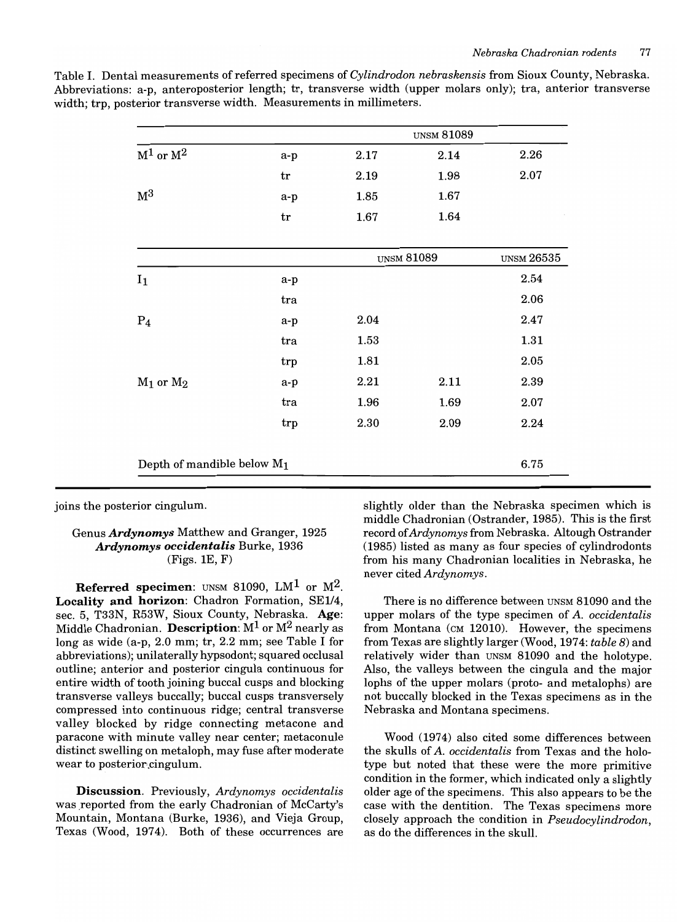Table I. Dental measurements of referred specimens of *Cylindrodon nebraskensis* from Sioux County, Nebraska. Abbreviations: a-p, anteroposterior length; tr, transverse width (upper molars only); tra, anterior transverse width; trp, posterior transverse width. Measurements in millimeters.

| | | UNSM 81089 | | |
|---|---|---|---|---|
| $M^1$ or $M^2$ | a-p | 2.17 | 2.14 | 2.26 |
| | tr | 2.19 | 1.98 | 2.07 |
| $M^3$ | a-p | 1.85 | 1.67 | |
| | tr | 1.67 | 1.64 | |

| | | UNSM 81089 | | UNSM 26535 |
|---|---|---|---|---|
| $I_1$ | a-p | | | 2.54 |
| | tra | | | 2.06 |
| $P_4$ | a-p | 2.04 | | 2.47 |
| | tra | 1.53 | | 1.31 |
| | trp | 1.81 | | 2.05 |
| $M_1$ or $M_2$ | a-p | 2.21 | 2.11 | 2.39 |
| | tra | 1.96 | 1.69 | 2.07 |
| | trp | 2.30 | 2.09 | 2.24 |
| Depth of mandible below $M_1$ | | | | 6.75 |

joins the posterior cingulum.

### Genus *Ardynomys* Matthew and Granger, 1925
### *Ardynomys occidentalis* Burke, 1936
(Figs. 1E, F)

**Referred specimen**: UNSM 81090, $LM^1$ or $M^2$. **Locality and horizon**: Chadron Formation, SE1/4, sec. 5, T33N, R53W, Sioux County, Nebraska. **Age**: Middle Chadronian. **Description**: $M^1$ or $M^2$ nearly as long as wide (a-p, 2.0 mm; tr, 2.2 mm; see Table I for abbreviations); unilaterally hypsodont; squared occlusal outline; anterior and posterior cingula continuous for entire width of tooth joining buccal cusps and blocking transverse valleys buccally; buccal cusps transversely compressed into continuous ridge; central transverse valley blocked by ridge connecting metacone and paracone with minute valley near center; metaconule distinct swelling on metaloph, may fuse after moderate wear to posterior cingulum.

**Discussion**. Previously, *Ardynomys occidentalis* was reported from the early Chadronian of McCarty's Mountain, Montana (Burke, 1936), and Vieja Group, Texas (Wood, 1974). Both of these occurrences are slightly older than the Nebraska specimen which is middle Chadronian (Ostrander, 1985). This is the first record of *Ardynomys* from Nebraska. Altough Ostrander (1985) listed as many as four species of cylindrodonts from his many Chadronian localities in Nebraska, he never cited *Ardynomys*.

There is no difference between UNSM 81090 and the upper molars of the type specimen of *A. occidentalis* from Montana (CM 12010). However, the specimens from Texas are slightly larger (Wood, 1974: *table 8*) and relatively wider than UNSM 81090 and the holotype. Also, the valleys between the cingula and the major lophs of the upper molars (proto- and metalophs) are not buccally blocked in the Texas specimens as in the Nebraska and Montana specimens.

Wood (1974) also cited some differences between the skulls of *A. occidentalis* from Texas and the holotype but noted that these were the more primitive condition in the former, which indicated only a slightly older age of the specimens. This also appears to be the case with the dentition. The Texas specimens more closely approach the condition in *Pseudocylindrodon*, as do the differences in the skull.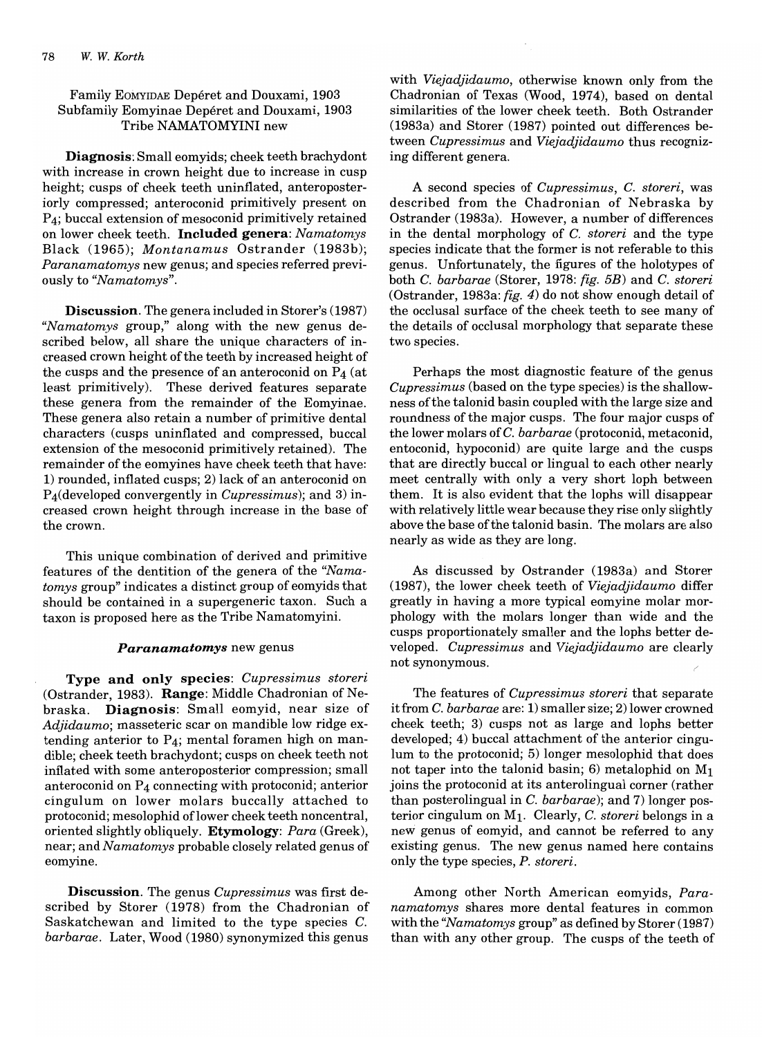Family Eomyidae Depéret and Douxami, 1903
Subfamily Eomyinae Depéret and Douxami, 1903
Tribe NAMATOMYINI new

**Diagnosis**: Small eomyids; cheek teeth brachydont with increase in crown height due to increase in cusp height; cusps of cheek teeth uninflated, anteroposteriorly compressed; anteroconid primitively present on $P_4$; buccal extension of mesoconid primitively retained on lower cheek teeth. **Included genera**: *Namatomys* Black (1965); *Montanamus* Ostrander (1983b); *Paranamatomys* new genus; and species referred previously to "*Namatomys*".

**Discussion**. The genera included in Storer's (1987) "*Namatomys* group," along with the new genus described below, all share the unique characters of increased crown height of the teeth by increased height of the cusps and the presence of an anteroconid on $P_4$ (at least primitively). These derived features separate these genera from the remainder of the Eomyinae. These genera also retain a number of primitive dental characters (cusps uninflated and compressed, buccal extension of the mesoconid primitively retained). The remainder of the eomyines have cheek teeth that have: 1) rounded, inflated cusps; 2) lack of an anteroconid on $P_4$(developed convergently in *Cupressimus*); and 3) increased crown height through increase in the base of the crown.

This unique combination of derived and primitive features of the dentition of the genera of the "*Namatomys* group" indicates a distinct group of eomyids that should be contained in a supergeneric taxon. Such a taxon is proposed here as the Tribe Namatomyini.

### *Paranamatomys* new genus

**Type and only species**: *Cupressimus storeri* (Ostrander, 1983). **Range**: Middle Chadronian of Nebraska. **Diagnosis**: Small eomyid, near size of *Adjidaumo*; masseteric scar on mandible low ridge extending anterior to $P_4$; mental foramen high on mandible; cheek teeth brachydont; cusps on cheek teeth not inflated with some anteroposterior compression; small anteroconid on $P_4$ connecting with protoconid; anterior cingulum on lower molars buccally attached to protoconid; mesolophid of lower cheek teeth noncentral, oriented slightly obliquely. **Etymology**: *Para* (Greek), near; and *Namatomys* probable closely related genus of eomyine.

**Discussion**. The genus *Cupressimus* was first described by Storer (1978) from the Chadronian of Saskatchewan and limited to the type species *C. barbarae*. Later, Wood (1980) synonymized this genus with *Viejadjidaumo*, otherwise known only from the Chadronian of Texas (Wood, 1974), based on dental similarities of the lower cheek teeth. Both Ostrander (1983a) and Storer (1987) pointed out differences between *Cupressimus* and *Viejadjidaumo* thus recognizing different genera.

A second species of *Cupressimus*, *C. storeri*, was described from the Chadronian of Nebraska by Ostrander (1983a). However, a number of differences in the dental morphology of *C. storeri* and the type species indicate that the former is not referable to this genus. Unfortunately, the figures of the holotypes of both *C. barbarae* (Storer, 1978: *fig. 5B*) and *C. storeri* (Ostrander, 1983a: *fig. 4*) do not show enough detail of the occlusal surface of the cheek teeth to see many of the details of occlusal morphology that separate these two species.

Perhaps the most diagnostic feature of the genus *Cupressimus* (based on the type species) is the shallowness of the talonid basin coupled with the large size and roundness of the major cusps. The four major cusps of the lower molars of *C. barbarae* (protoconid, metaconid, entoconid, hypoconid) are quite large and the cusps that are directly buccal or lingual to each other nearly meet centrally with only a very short loph between them. It is also evident that the lophs will disappear with relatively little wear because they rise only slightly above the base of the talonid basin. The molars are also nearly as wide as they are long.

As discussed by Ostrander (1983a) and Storer (1987), the lower cheek teeth of *Viejadjidaumo* differ greatly in having a more typical eomyine molar morphology with the molars longer than wide and the cusps proportionately smaller and the lophs better developed. *Cupressimus* and *Viejadjidaumo* are clearly not synonymous.

The features of *Cupressimus storeri* that separate it from *C. barbarae* are: 1) smaller size; 2) lower crowned cheek teeth; 3) cusps not as large and lophs better developed; 4) buccal attachment of the anterior cingulum to the protoconid; 5) longer mesolophid that does not taper into the talonid basin; 6) metalophid on $M_1$ joins the protoconid at its anterolingual corner (rather than posterolingual in *C. barbarae*); and 7) longer posterior cingulum on $M_1$. Clearly, *C. storeri* belongs in a new genus of eomyid, and cannot be referred to any existing genus. The new genus named here contains only the type species, *P. storeri*.

Among other North American eomyids, *Paranamatomys* shares more dental features in common with the "*Namatomys* group" as defined by Storer (1987) than with any other group. The cusps of the teeth of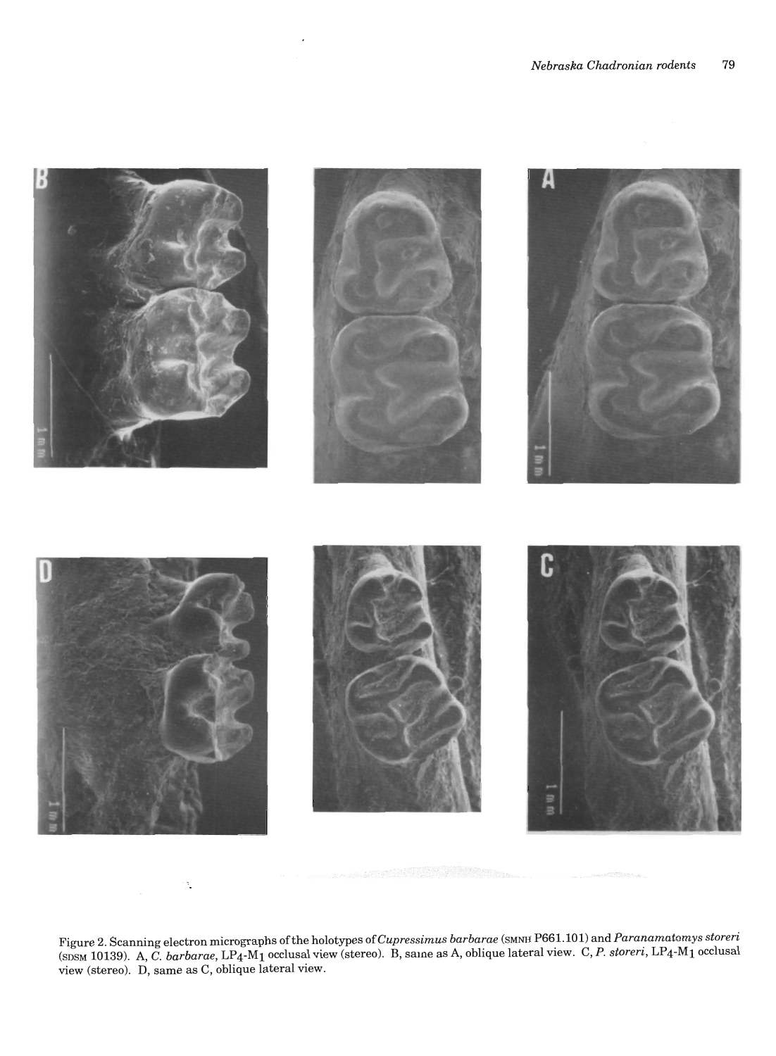Figure 2. Scanning electron micrographs of the holotypes of *Cupressimus barbarae* (SMNH P661.101) and *Paranamatomys storeri* (SDSM 10139). A, *C. barbarae*, $LP_4$-$M_1$ occlusal view (stereo). B, same as A, oblique lateral view. C, *P. storeri*, $LP_4$-$M_1$ occlusal view (stereo). D, same as C, oblique lateral view.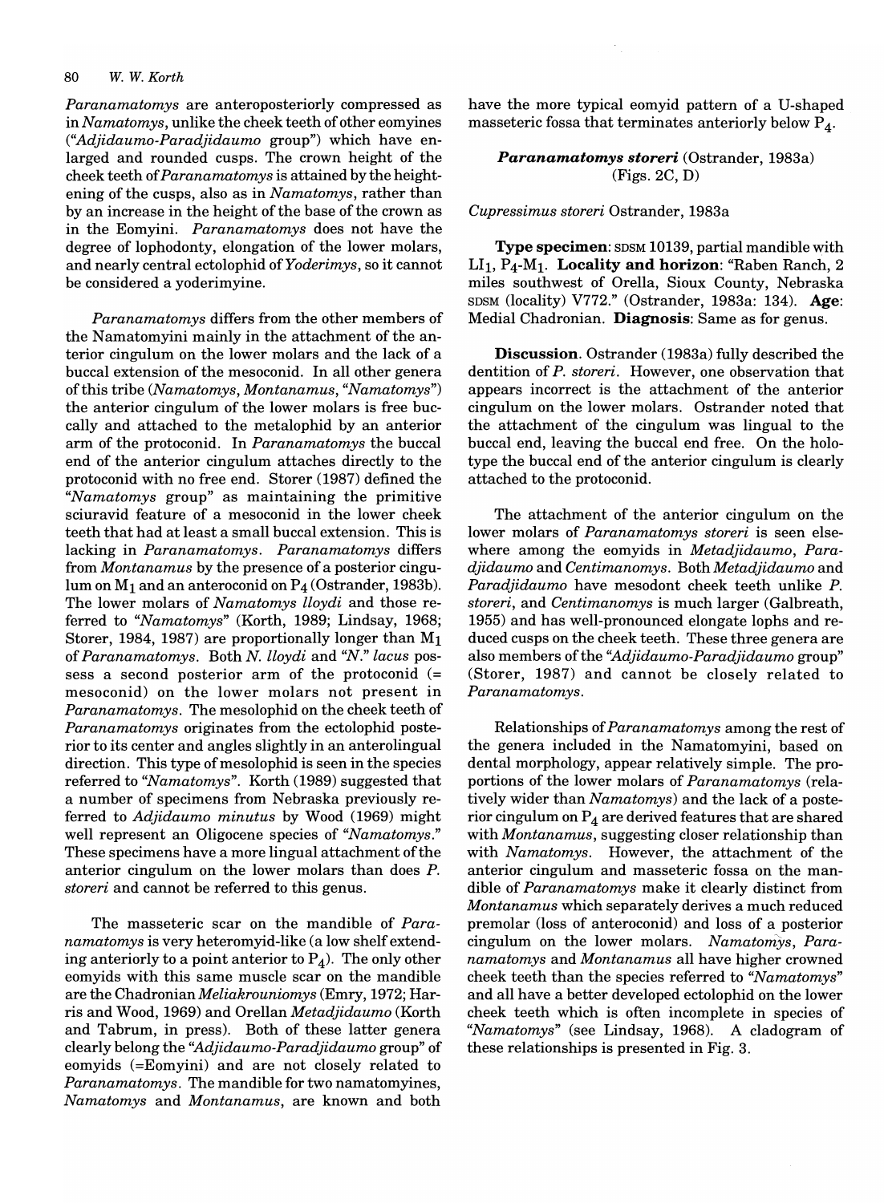*Paranamatomys* are anteroposteriorly compressed as in *Namatomys*, unlike the cheek teeth of other eomyines ("*Adjidaumo-Paradjidaumo* group") which have enlarged and rounded cusps. The crown height of the cheek teeth of *Paranamatomys* is attained by the heightening of the cusps, also as in *Namatomys*, rather than by an increase in the height of the base of the crown as in the Eomyini. *Paranamatomys* does not have the degree of lophodonty, elongation of the lower molars, and nearly central ectolophid of *Yoderimys*, so it cannot be considered a yoderimyine.

*Paranamatomys* differs from the other members of the Namatomyini mainly in the attachment of the anterior cingulum on the lower molars and the lack of a buccal extension of the mesoconid. In all other genera of this tribe (*Namatomys*, *Montanamus*, "*Namatomys*") the anterior cingulum of the lower molars is free buccally and attached to the metalophid by an anterior arm of the protoconid. In *Paranamatomys* the buccal end of the anterior cingulum attaches directly to the protoconid with no free end. Storer (1987) defined the "*Namatomys* group" as maintaining the primitive sciuravid feature of a mesoconid in the lower cheek teeth that had at least a small buccal extension. This is lacking in *Paranamatomys*. *Paranamatomys* differs from *Montanamus* by the presence of a posterior cingulum on $M_1$ and an anteroconid on $P_4$ (Ostrander, 1983b). The lower molars of *Namatomys lloydi* and those referred to "*Namatomys*" (Korth, 1989; Lindsay, 1968; Storer, 1984, 1987) are proportionally longer than $M_1$ of *Paranamatomys*. Both *N. lloydi* and "*N.*" *lacus* possess a second posterior arm of the protoconid (= mesoconid) on the lower molars not present in *Paranamatomys*. The mesolophid on the cheek teeth of *Paranamatomys* originates from the ectolophid posterior to its center and angles slightly in an anterolingual direction. This type of mesolophid is seen in the species referred to "*Namatomys*". Korth (1989) suggested that a number of specimens from Nebraska previously referred to *Adjidaumo minutus* by Wood (1969) might well represent an Oligocene species of "*Namatomys*." These specimens have a more lingual attachment of the anterior cingulum on the lower molars than does *P. storeri* and cannot be referred to this genus.

The masseteric scar on the mandible of *Paranamatomys* is very heteromyid-like (a low shelf extending anteriorly to a point anterior to $P_4$). The only other eomyids with this same muscle scar on the mandible are the Chadronian *Meliakrouniomys* (Emry, 1972; Harris and Wood, 1969) and Orellan *Metadjidaumo* (Korth and Tabrum, in press). Both of these latter genera clearly belong the "*Adjidaumo-Paradjidaumo* group" of eomyids (=Eomyini) and are not closely related to *Paranamatomys*. The mandible for two namatomyines, *Namatomys* and *Montanamus*, are known and both have the more typical eomyid pattern of a U-shaped masseteric fossa that terminates anteriorly below $P_4$.

### *Paranamatomys storeri* (Ostrander, 1983a) (Figs. 2C, D)

*Cupressimus storeri* Ostrander, 1983a

**Type specimen**: SDSM 10139, partial mandible with $LI_1$, $P_4$-$M_1$. **Locality and horizon**: "Raben Ranch, 2 miles southwest of Orella, Sioux County, Nebraska SDSM (locality) V772." (Ostrander, 1983a: 134). **Age**: Medial Chadronian. **Diagnosis**: Same as for genus.

**Discussion**. Ostrander (1983a) fully described the dentition of *P. storeri*. However, one observation that appears incorrect is the attachment of the anterior cingulum on the lower molars. Ostrander noted that the attachment of the cingulum was lingual to the buccal end, leaving the buccal end free. On the holotype the buccal end of the anterior cingulum is clearly attached to the protoconid.

The attachment of the anterior cingulum on the lower molars of *Paranamatomys storeri* is seen elsewhere among the eomyids in *Metadjidaumo*, *Paradjidaumo* and *Centimanomys*. Both *Metadjidaumo* and *Paradjidaumo* have mesodont cheek teeth unlike *P. storeri*, and *Centimanomys* is much larger (Galbreath, 1955) and has well-pronounced elongate lophs and reduced cusps on the cheek teeth. These three genera are also members of the "*Adjidaumo-Paradjidaumo* group" (Storer, 1987) and cannot be closely related to *Paranamatomys*.

Relationships of *Paranamatomys* among the rest of the genera included in the Namatomyini, based on dental morphology, appear relatively simple. The proportions of the lower molars of *Paranamatomys* (relatively wider than *Namatomys*) and the lack of a posterior cingulum on $P_4$ are derived features that are shared with *Montanamus*, suggesting closer relationship than with *Namatomys*. However, the attachment of the anterior cingulum and masseteric fossa on the mandible of *Paranamatomys* make it clearly distinct from *Montanamus* which separately derives a much reduced premolar (loss of anteroconid) and loss of a posterior cingulum on the lower molars. *Namatomys*, *Paranamatomys* and *Montanamus* all have higher crowned cheek teeth than the species referred to "*Namatomys*" and all have a better developed ectolophid on the lower cheek teeth which is often incomplete in species of "*Namatomys*" (see Lindsay, 1968). A cladogram of these relationships is presented in Fig. 3.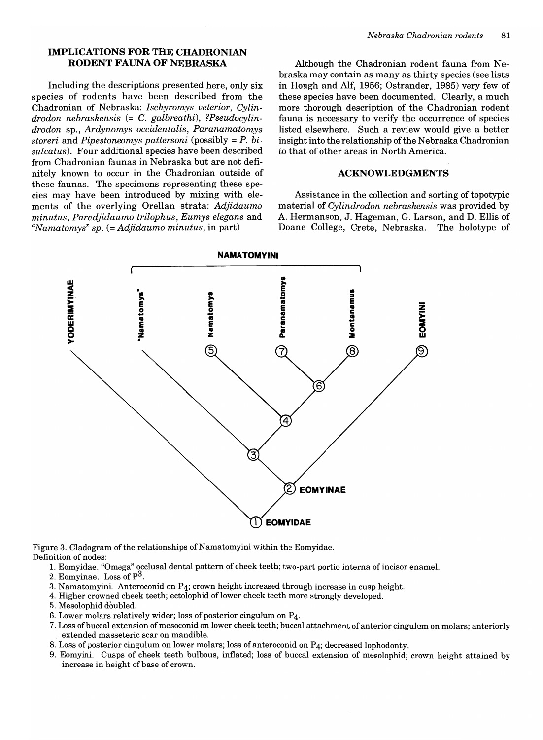## IMPLICATIONS FOR THE CHADRONIAN RODENT FAUNA OF NEBRASKA

Including the descriptions presented here, only six species of rodents have been described from the Chadronian of Nebraska: *Ischyromys veterior*, *Cylindrodon nebraskensis* (= *C. galbreathi*), *?Pseudocylindrodon* sp., *Ardynomys occidentalis*, *Paranamatomys storeri* and *Pipestoneomys pattersoni* (possibly = *P. bisulcatus*). Four additional species have been described from Chadronian faunas in Nebraska but are not definitely known to occur in the Chadronian outside of these faunas. The specimens representing these species may have been introduced by mixing with elements of the overlying Orellan strata: *Adjidaumo minutus*, *Paradjidaumo trilophus*, *Eumys elegans* and *"Namatomys"* sp. (= *Adjidaumo minutus*, in part)

Although the Chadronian rodent fauna from Nebraska may contain as many as thirty species (see lists in Hough and Alf, 1956; Ostrander, 1985) very few of these species have been documented. Clearly, a much more thorough description of the Chadronian rodent fauna is necessary to verify the occurrence of species listed elsewhere. Such a review would give a better insight into the relationship of the Nebraska Chadronian to that of other areas in North America.

## ACKNOWLEDGMENTS

Assistance in the collection and sorting of topotypic material of *Cylindrodon nebraskensis* was provided by A. Hermanson, J. Hageman, G. Larson, and D. Ellis of Doane College, Crete, Nebraska. The holotype of

Figure 3. Cladogram of the relationships of Namatomyini within the Eomyidae.
Definition of nodes:

1. Eomyidae. "Omega" occlusal dental pattern of cheek teeth; two-part portio interna of incisor enamel.
2. Eomyinae. Loss of $P^3$.
3. Namatomyini. Anteroconid on $P_4$; crown height increased through increase in cusp height.
4. Higher crowned cheek teeth; ectolophid of lower cheek teeth more strongly developed.
5. Mesolophid doubled.
6. Lower molars relatively wider; loss of posterior cingulum on $P_4$.
7. Loss of buccal extension of mesoconid on lower cheek teeth; buccal attachment of anterior cingulum on molars; anteriorly extended masseteric scar on mandible.
8. Loss of posterior cingulum on lower molars; loss of anteroconid on $P_4$; decreased lophodonty.
9. Eomyini. Cusps of cheek teeth bulbous, inflated; loss of buccal extension of mesolophid; crown height attained by increase in height of base of crown.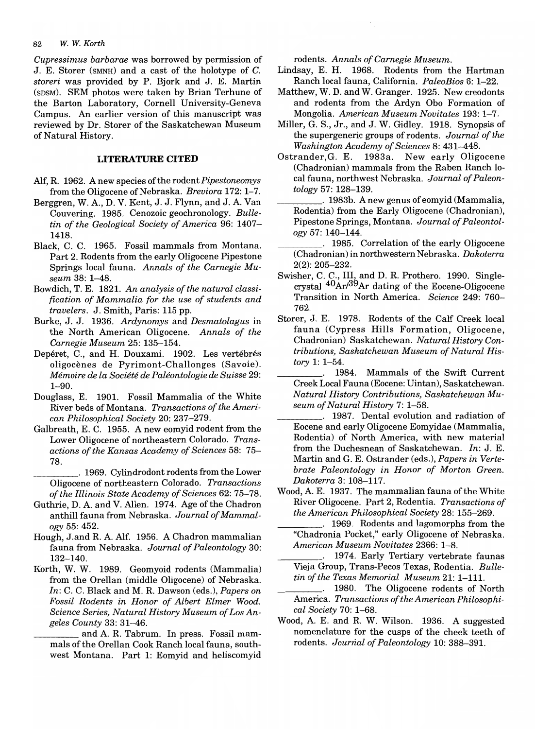*Cupressimus barbarae* was borrowed by permission of J. E. Storer (SMNH) and a cast of the holotype of *C. storeri* was provided by P. Bjork and J. E. Martin (SDSM). SEM photos were taken by Brian Terhune of the Barton Laboratory, Cornell University-Geneva Campus. An earlier version of this manuscript was reviewed by Dr. Storer of the Saskatchewan Museum of Natural History.

## LITERATURE CITED

Alf, R. 1962. A new species of the rodent *Pipestoneomys* from the Oligocene of Nebraska. *Breviora* 172: 1–7.

Berggren, W. A., D. V. Kent, J. J. Flynn, and J. A. Van Couvering. 1985. Cenozoic geochronology. *Bulletin of the Geological Society of America* 96: 1407–1418.

Black, C. C. 1965. Fossil mammals from Montana. Part 2. Rodents from the early Oligocene Pipestone Springs local fauna. *Annals of the Carnegie Museum* 38: 1–48.

Bowdich, T. E. 1821. *An analysis of the natural classification of Mammalia for the use of students and travelers*. J. Smith, Paris: 115 pp.

Burke, J. J. 1936. *Ardynomys* and *Desmatolagus* in the North American Oligocene. *Annals of the Carnegie Museum* 25: 135–154.

Depéret, C., and H. Douxami. 1902. Les vertébrés oligocènes de Pyrimont-Challonges (Savoie). *Mémoire de la Société de Paléontologie de Suisse* 29: 1–90.

Douglass, E. 1901. Fossil Mammalia of the White River beds of Montana. *Transactions of the American Philosophical Society* 20: 237–279.

Galbreath, E. C. 1955. A new eomyid rodent from the Lower Oligocene of northeastern Colorado. *Transactions of the Kansas Academy of Sciences* 58: 75–78.

__________. 1969. Cylindrodont rodents from the Lower Oligocene of northeastern Colorado. *Transactions of the Illinois State Academy of Sciences* 62: 75–78.

Guthrie, D. A. and V. Allen. 1974. Age of the Chadron anthill fauna from Nebraska. *Journal of Mammalogy* 55: 452.

Hough, J. and R. A. Alf. 1956. A Chadron mammalian fauna from Nebraska. *Journal of Paleontology* 30: 132–140.

Korth, W. W. 1989. Geomyoid rodents (Mammalia) from the Orellan (middle Oligocene) of Nebraska. *In*: C. C. Black and M. R. Dawson (eds.), *Papers on Fossil Rodents in Honor of Albert Elmer Wood. Science Series, Natural History Museum of Los Angeles County* 33: 31–46.

__________ and A. R. Tabrum. In press. Fossil mammals of the Orellan Cook Ranch local fauna, southwest Montana. Part 1: Eomyid and heliscomyid rodents. *Annals of Carnegie Museum*.

Lindsay, E. H. 1968. Rodents from the Hartman Ranch local fauna, California. *PaleoBios* 6: 1–22.

Matthew, W. D. and W. Granger. 1925. New creodonts and rodents from the Ardyn Obo Formation of Mongolia. *American Museum Novitates* 193: 1–7.

Miller, G. S., Jr., and J. W. Gidley. 1918. Synopsis of the supergeneric groups of rodents. *Journal of the Washington Academy of Sciences* 8: 431–448.

Ostrander, G. E. 1983a. New early Oligocene (Chadronian) mammals from the Raben Ranch local fauna, northwest Nebraska. *Journal of Paleontology* 57: 128–139.

__________. 1983b. A new genus of eomyid (Mammalia, Rodentia) from the Early Oligocene (Chadronian), Pipestone Springs, Montana. *Journal of Paleontology* 57: 140–144.

__________. 1985. Correlation of the early Oligocene (Chadronian) in northwestern Nebraska. *Dakoterra* 2(2): 205–232.

Swisher, C. C., III, and D. R. Prothero. 1990. Single-crystal $^{40}Ar/^{39}Ar$ dating of the Eocene-Oligocene Transition in North America. *Science* 249: 760–762.

Storer, J. E. 1978. Rodents of the Calf Creek local fauna (Cypress Hills Formation, Oligocene, Chadronian) Saskatchewan. *Natural History Contributions, Saskatchewan Museum of Natural History* 1: 1–54.

__________. 1984. Mammals of the Swift Current Creek Local Fauna (Eocene: Uintan), Saskatchewan. *Natural History Contributions, Saskatchewan Museum of Natural History* 7: 1–58.

__________. 1987. Dental evolution and radiation of Eocene and early Oligocene Eomyidae (Mammalia, Rodentia) of North America, with new material from the Duchesnean of Saskatchewan. *In*: J. E. Martin and G. E. Ostrander (eds.), *Papers in Vertebrate Paleontology in Honor of Morton Green. Dakoterra* 3: 108–117.

Wood, A. E. 1937. The mammalian fauna of the White River Oligocene. Part 2, Rodentia. *Transactions of the American Philosophical Society* 28: 155–269.

__________. 1969. Rodents and lagomorphs from the "Chadronia Pocket," early Oligocene of Nebraska. *American Museum Novitates* 2366: 1–8.

__________. 1974. Early Tertiary vertebrate faunas Vieja Group, Trans-Pecos Texas, Rodentia. *Bulletin of the Texas Memorial Museum* 21: 1–111.

__________. 1980. The Oligocene rodents of North America. *Transactions of the American Philosophical Society* 70: 1–68.

Wood, A. E. and R. W. Wilson. 1936. A suggested nomenclature for the cusps of the cheek teeth of rodents. *Journal of Paleontology* 10: 388–391.